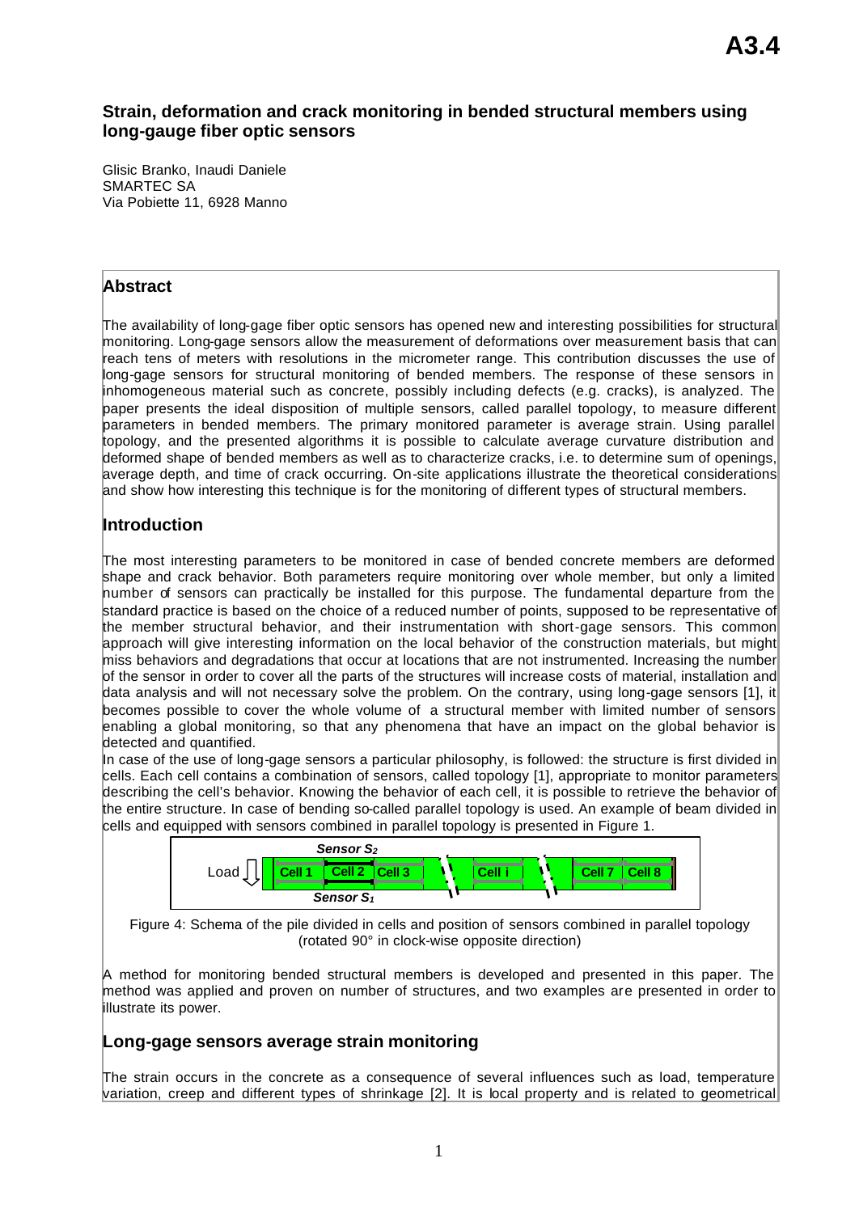## Strain, deformation and crack monitoring in bended structural members using long-gauge fiber optic sensors

Glisic Branko, Inaudi Daniele
SMARTEC SA
Via Pobiette 11, 6928 Manno

## Abstract

The availability of long-gage fiber optic sensors has opened new and interesting possibilities for structural monitoring. Long-gage sensors allow the measurement of deformations over measurement basis that can reach tens of meters with resolutions in the micrometer range. This contribution discusses the use of long-gage sensors for structural monitoring of bended members. The response of these sensors in inhomogeneous material such as concrete, possibly including defects (e.g. cracks), is analyzed. The paper presents the ideal disposition of multiple sensors, called parallel topology, to measure different parameters in bended members. The primary monitored parameter is average strain. Using parallel topology, and the presented algorithms it is possible to calculate average curvature distribution and deformed shape of bended members as well as to characterize cracks, i.e. to determine sum of openings, average depth, and time of crack occurring. On-site applications illustrate the theoretical considerations and show how interesting this technique is for the monitoring of different types of structural members.

## Introduction

The most interesting parameters to be monitored in case of bended concrete members are deformed shape and crack behavior. Both parameters require monitoring over whole member, but only a limited number of sensors can practically be installed for this purpose. The fundamental departure from the standard practice is based on the choice of a reduced number of points, supposed to be representative of the member structural behavior, and their instrumentation with short-gage sensors. This common approach will give interesting information on the local behavior of the construction materials, but might miss behaviors and degradations that occur at locations that are not instrumented. Increasing the number of the sensor in order to cover all the parts of the structures will increase costs of material, installation and data analysis and will not necessary solve the problem. On the contrary, using long-gage sensors [1], it becomes possible to cover the whole volume of a structural member with limited number of sensors enabling a global monitoring, so that any phenomena that have an impact on the global behavior is detected and quantified.

In case of the use of long-gage sensors a particular philosophy, is followed: the structure is first divided in cells. Each cell contains a combination of sensors, called topology [1], appropriate to monitor parameters describing the cell's behavior. Knowing the behavior of each cell, it is possible to retrieve the behavior of the entire structure. In case of bending so-called parallel topology is used. An example of beam divided in cells and equipped with sensors combined in parallel topology is presented in Figure 1.

Load | Cell 1 | Cell 2 | Cell 3 | Cell i | Cell 7 | Cell 8 — *Sensor $S_2$*, *Sensor $S_1$*

Figure 4: Schema of the pile divided in cells and position of sensors combined in parallel topology (rotated 90° in clock-wise opposite direction)

A method for monitoring bended structural members is developed and presented in this paper. The method was applied and proven on number of structures, and two examples are presented in order to illustrate its power.

## Long-gage sensors average strain monitoring

The strain occurs in the concrete as a consequence of several influences such as load, temperature variation, creep and different types of shrinkage [2]. It is local property and is related to geometrical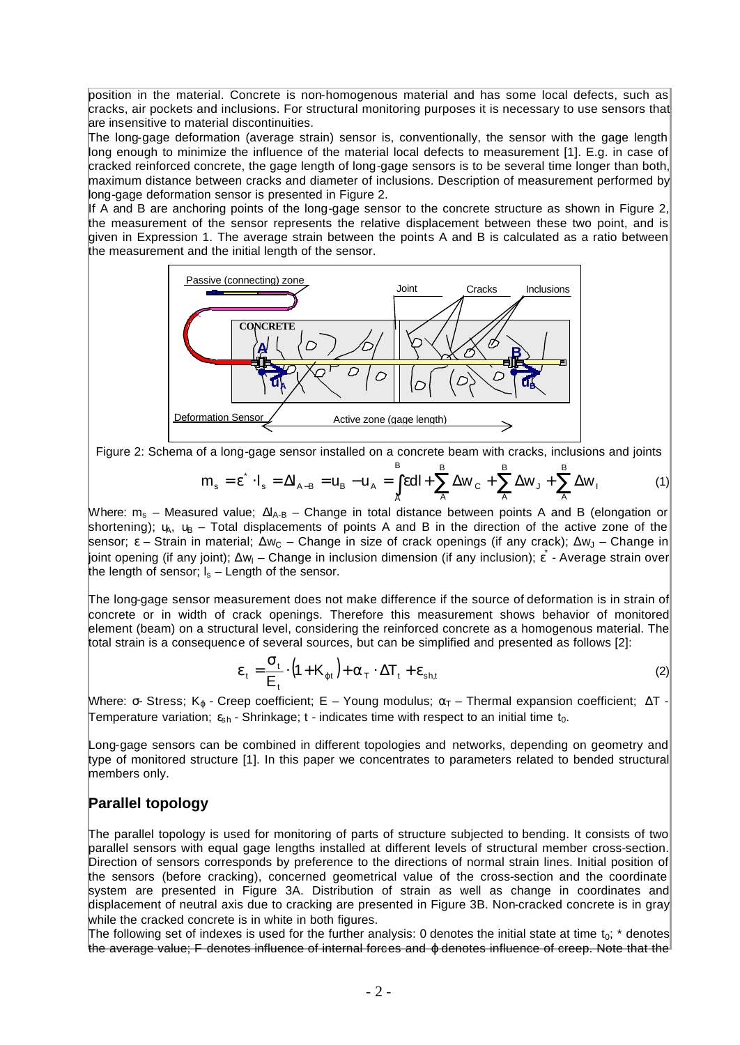position in the material. Concrete is non-homogenous material and has some local defects, such as cracks, air pockets and inclusions. For structural monitoring purposes it is necessary to use sensors that are insensitive to material discontinuities.

The long-gage deformation (average strain) sensor is, conventionally, the sensor with the gage length long enough to minimize the influence of the material local defects to measurement [1]. E.g. in case of cracked reinforced concrete, the gage length of long-gage sensors is to be several time longer than both, maximum distance between cracks and diameter of inclusions. Description of measurement performed by long-gage deformation sensor is presented in Figure 2.

If A and B are anchoring points of the long-gage sensor to the concrete structure as shown in Figure 2, the measurement of the sensor represents the relative displacement between these two point, and is given in Expression 1. The average strain between the points A and B is calculated as a ratio between the measurement and the initial length of the sensor.

Figure 2: Schema of a long-gage sensor installed on a concrete beam with cracks, inclusions and joints

$$m_s = \varepsilon^* \cdot l_s = \Delta l_{A-B} = u_B - u_A = \int_A^B \varepsilon dl + \sum_A^B \Delta w_C + \sum_A^B \Delta w_J + \sum_A^B \Delta w_I \qquad (1)$$

Where: $m_s$ – Measured value; $\Delta l_{A-B}$ – Change in total distance between points A and B (elongation or shortening); $u_A$, $u_B$ – Total displacements of points A and B in the direction of the active zone of the sensor; $\varepsilon$ – Strain in material; $\Delta w_C$ – Change in size of crack openings (if any crack); $\Delta w_J$ – Change in joint opening (if any joint); $\Delta w_I$ – Change in inclusion dimension (if any inclusion); $\varepsilon^*$ - Average strain over the length of sensor; $l_s$ – Length of the sensor.

The long-gage sensor measurement does not make difference if the source of deformation is in strain of concrete or in width of crack openings. Therefore this measurement shows behavior of monitored element (beam) on a structural level, considering the reinforced concrete as a homogenous material. The total strain is a consequence of several sources, but can be simplified and presented as follows [2]:

$$\varepsilon_t = \frac{\sigma_t}{E_t} \cdot \left(1 + K_{\varphi t}\right) + \alpha_T \cdot \Delta T_t + \varepsilon_{sh,t} \qquad (2)$$

Where: $\sigma$- Stress; $K_\varphi$ - Creep coefficient; E – Young modulus; $\alpha_T$ – Thermal expansion coefficient; $\Delta T$ - Temperature variation; $\varepsilon_{sh}$ - Shrinkage; t - indicates time with respect to an initial time $t_0$.

Long-gage sensors can be combined in different topologies and networks, depending on geometry and type of monitored structure [1]. In this paper we concentrates to parameters related to bended structural members only.

## Parallel topology

The parallel topology is used for monitoring of parts of structure subjected to bending. It consists of two parallel sensors with equal gage lengths installed at different levels of structural member cross-section. Direction of sensors corresponds by preference to the directions of normal strain lines. Initial position of the sensors (before cracking), concerned geometrical value of the cross-section and the coordinate system are presented in Figure 3A. Distribution of strain as well as change in coordinates and displacement of neutral axis due to cracking are presented in Figure 3B. Non-cracked concrete is in gray while the cracked concrete is in white in both figures.

The following set of indexes is used for the further analysis: 0 denotes the initial state at time $t_0$; * denotes the average value; F denotes influence of internal forces and $\varphi$ denotes influence of creep. Note that the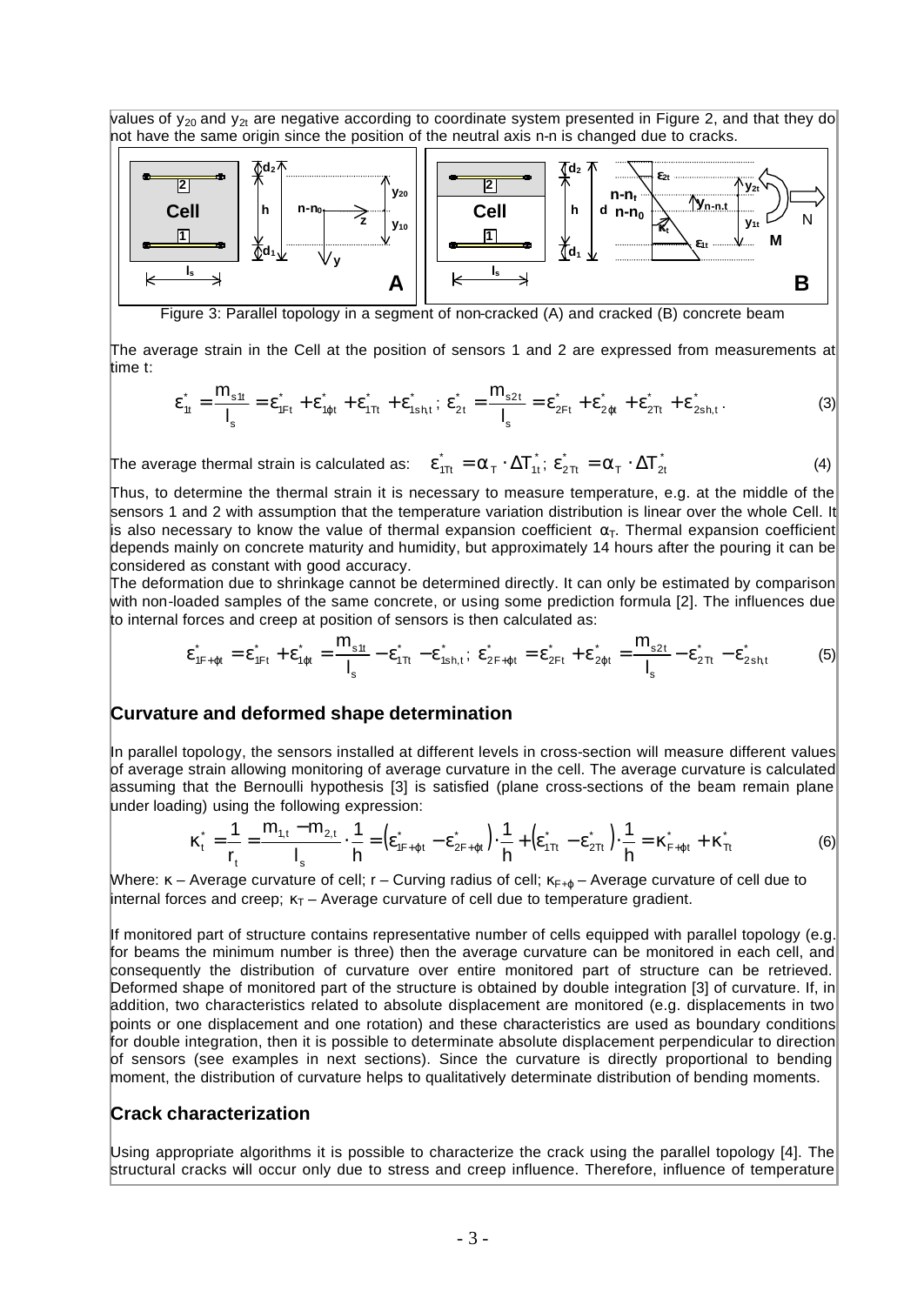values of $y_{20}$ and $y_{2t}$ are negative according to coordinate system presented in Figure 2, and that they do not have the same origin since the position of the neutral axis n-n is changed due to cracks.

Figure 3: Parallel topology in a segment of non-cracked (A) and cracked (B) concrete beam

The average strain in the Cell at the position of sensors 1 and 2 are expressed from measurements at time t:

$$\varepsilon_{1t}^{*} = \frac{m_{s1t}}{l_s} = \varepsilon_{1Ft}^{*} + \varepsilon_{1\varphi t}^{*} + \varepsilon_{1Tt}^{*} + \varepsilon_{1sh,t}^{*}\,;\ \varepsilon_{2t}^{*} = \frac{m_{s2t}}{l_s} = \varepsilon_{2Ft}^{*} + \varepsilon_{2\varphi t}^{*} + \varepsilon_{2Tt}^{*} + \varepsilon_{2sh,t}^{*}\,. \tag{3}$$

The average thermal strain is calculated as: $\varepsilon_{1Tt}^{*} = \alpha_T \cdot \Delta T_{1t}^{*}$; $\varepsilon_{2Tt}^{*} = \alpha_T \cdot \Delta T_{2t}^{*}$ (4)

Thus, to determine the thermal strain it is necessary to measure temperature, e.g. at the middle of the sensors 1 and 2 with assumption that the temperature variation distribution is linear over the whole Cell. It is also necessary to know the value of thermal expansion coefficient $\alpha_T$. Thermal expansion coefficient depends mainly on concrete maturity and humidity, but approximately 14 hours after the pouring it can be considered as constant with good accuracy.

The deformation due to shrinkage cannot be determined directly. It can only be estimated by comparison with non-loaded samples of the same concrete, or using some prediction formula [2]. The influences due to internal forces and creep at position of sensors is then calculated as:

$$\varepsilon_{1F+\varphi t}^{*} = \varepsilon_{1Ft}^{*} + \varepsilon_{1\varphi t}^{*} = \frac{m_{s1t}}{l_s} - \varepsilon_{1Tt}^{*} - \varepsilon_{1sh,t}^{*}\,;\ \varepsilon_{2F+\varphi t}^{*} = \varepsilon_{2Ft}^{*} + \varepsilon_{2\varphi t}^{*} = \frac{m_{s2t}}{l_s} - \varepsilon_{2Tt}^{*} - \varepsilon_{2sh,t}^{*} \tag{5}$$

## Curvature and deformed shape determination

In parallel topology, the sensors installed at different levels in cross-section will measure different values of average strain allowing monitoring of average curvature in the cell. The average curvature is calculated assuming that the Bernoulli hypothesis [3] is satisfied (plane cross-sections of the beam remain plane under loading) using the following expression:

$$\kappa_t^{*} = \frac{1}{r_t} = \frac{m_{1,t} - m_{2,t}}{l_s} \cdot \frac{1}{h} = \left(\varepsilon_{1F+\varphi t}^{*} - \varepsilon_{2F+\varphi t}^{*}\right) \cdot \frac{1}{h} + \left(\varepsilon_{1Tt}^{*} - \varepsilon_{2Tt}^{*}\right) \cdot \frac{1}{h} = \kappa_{F+\varphi t}^{*} + \kappa_{Tt}^{*} \tag{6}$$

Where: $\kappa$ – Average curvature of cell; r – Curving radius of cell; $\kappa_{F+\varphi}$ – Average curvature of cell due to internal forces and creep; $\kappa_T$ – Average curvature of cell due to temperature gradient.

If monitored part of structure contains representative number of cells equipped with parallel topology (e.g. for beams the minimum number is three) then the average curvature can be monitored in each cell, and consequently the distribution of curvature over entire monitored part of structure can be retrieved. Deformed shape of monitored part of the structure is obtained by double integration [3] of curvature. If, in addition, two characteristics related to absolute displacement are monitored (e.g. displacements in two points or one displacement and one rotation) and these characteristics are used as boundary conditions for double integration, then it is possible to determinate absolute displacement perpendicular to direction of sensors (see examples in next sections). Since the curvature is directly proportional to bending moment, the distribution of curvature helps to qualitatively determinate distribution of bending moments.

## Crack characterization

Using appropriate algorithms it is possible to characterize the crack using the parallel topology [4]. The structural cracks will occur only due to stress and creep influence. Therefore, influence of temperature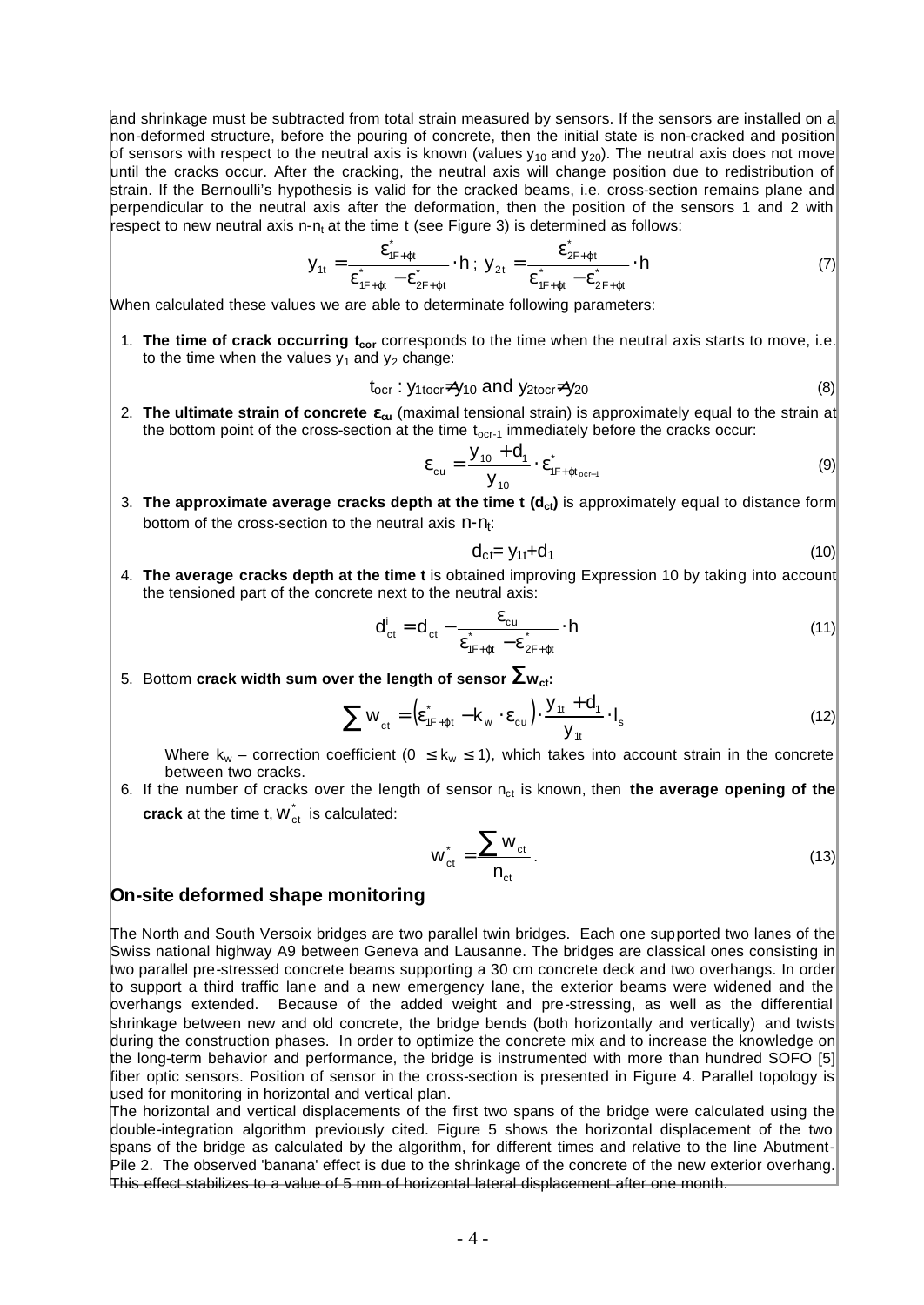and shrinkage must be subtracted from total strain measured by sensors. If the sensors are installed on a non-deformed structure, before the pouring of concrete, then the initial state is non-cracked and position of sensors with respect to the neutral axis is known (values $y_{10}$ and $y_{20}$). The neutral axis does not move until the cracks occur. After the cracking, the neutral axis will change position due to redistribution of strain. If the Bernoulli's hypothesis is valid for the cracked beams, i.e. cross-section remains plane and perpendicular to the neutral axis after the deformation, then the position of the sensors 1 and 2 with respect to new neutral axis n-$n_t$ at the time t (see Figure 3) is determined as follows:

$$y_{1t} = \frac{\varepsilon^*_{1F+\varphi t}}{\varepsilon^*_{1F+\varphi t} - \varepsilon^*_{2F+\varphi t}} \cdot h \text{ ; } y_{2t} = \frac{\varepsilon^*_{2F+\varphi t}}{\varepsilon^*_{1F+\varphi t} - \varepsilon^*_{2F+\varphi t}} \cdot h \tag{7}$$

When calculated these values we are able to determinate following parameters:

1. **The time of crack occurring $t_{cor}$** corresponds to the time when the neutral axis starts to move, i.e. to the time when the values $y_1$ and $y_2$ change:

$$t_{ocr} : y_{1tocr} \neq y_{10} \text{ and } y_{2tocr} \neq y_{20} \tag{8}$$

2. **The ultimate strain of concrete $\varepsilon_{cu}$** (maximal tensional strain) is approximately equal to the strain at the bottom point of the cross-section at the time $t_{ocr-1}$ immediately before the cracks occur:

$$\varepsilon_{cu} = \frac{y_{10} + d_1}{y_{10}} \cdot \varepsilon^*_{1F+\varphi t_{ocr-1}} \tag{9}$$

3. **The approximate average cracks depth at the time t ($d_{ct}$)** is approximately equal to distance form bottom of the cross-section to the neutral axis n-$n_t$:

$$d_{ct} = y_{1t} + d_1 \tag{10}$$

4. **The average cracks depth at the time t** is obtained improving Expression 10 by taking into account the tensioned part of the concrete next to the neutral axis:

$$d^i_{ct} = d_{ct} - \frac{\varepsilon_{cu}}{\varepsilon^*_{1F+\varphi t} - \varepsilon^*_{2F+\varphi t}} \cdot h \tag{11}$$

5. Bottom **crack width sum over the length of sensor $\sum w_{ct}$:**

$$\sum w_{ct} = \left(\varepsilon^*_{1F+\varphi t} - k_w \cdot \varepsilon_{cu}\right) \cdot \frac{y_{1t} + d_1}{y_{1t}} \cdot l_s \tag{12}$$

   Where $k_w$ – correction coefficient ($0 \leq k_w \leq 1$), which takes into account strain in the concrete between two cracks.

6. If the number of cracks over the length of sensor $n_{ct}$ is known, then **the average opening of the crack** at the time t, $w^*_{ct}$ is calculated:

$$w^*_{ct} = \frac{\sum w_{ct}}{n_{ct}}. \tag{13}$$

## On-site deformed shape monitoring

The North and South Versoix bridges are two parallel twin bridges. Each one supported two lanes of the Swiss national highway A9 between Geneva and Lausanne. The bridges are classical ones consisting in two parallel pre-stressed concrete beams supporting a 30 cm concrete deck and two overhangs. In order to support a third traffic lane and a new emergency lane, the exterior beams were widened and the overhangs extended. Because of the added weight and pre-stressing, as well as the differential shrinkage between new and old concrete, the bridge bends (both horizontally and vertically) and twists during the construction phases. In order to optimize the concrete mix and to increase the knowledge on the long-term behavior and performance, the bridge is instrumented with more than hundred SOFO [5] fiber optic sensors. Position of sensor in the cross-section is presented in Figure 4. Parallel topology is used for monitoring in horizontal and vertical plan.

The horizontal and vertical displacements of the first two spans of the bridge were calculated using the double-integration algorithm previously cited. Figure 5 shows the horizontal displacement of the two spans of the bridge as calculated by the algorithm, for different times and relative to the line Abutment-Pile 2. The observed 'banana' effect is due to the shrinkage of the concrete of the new exterior overhang. This effect stabilizes to a value of 5 mm of horizontal lateral displacement after one month.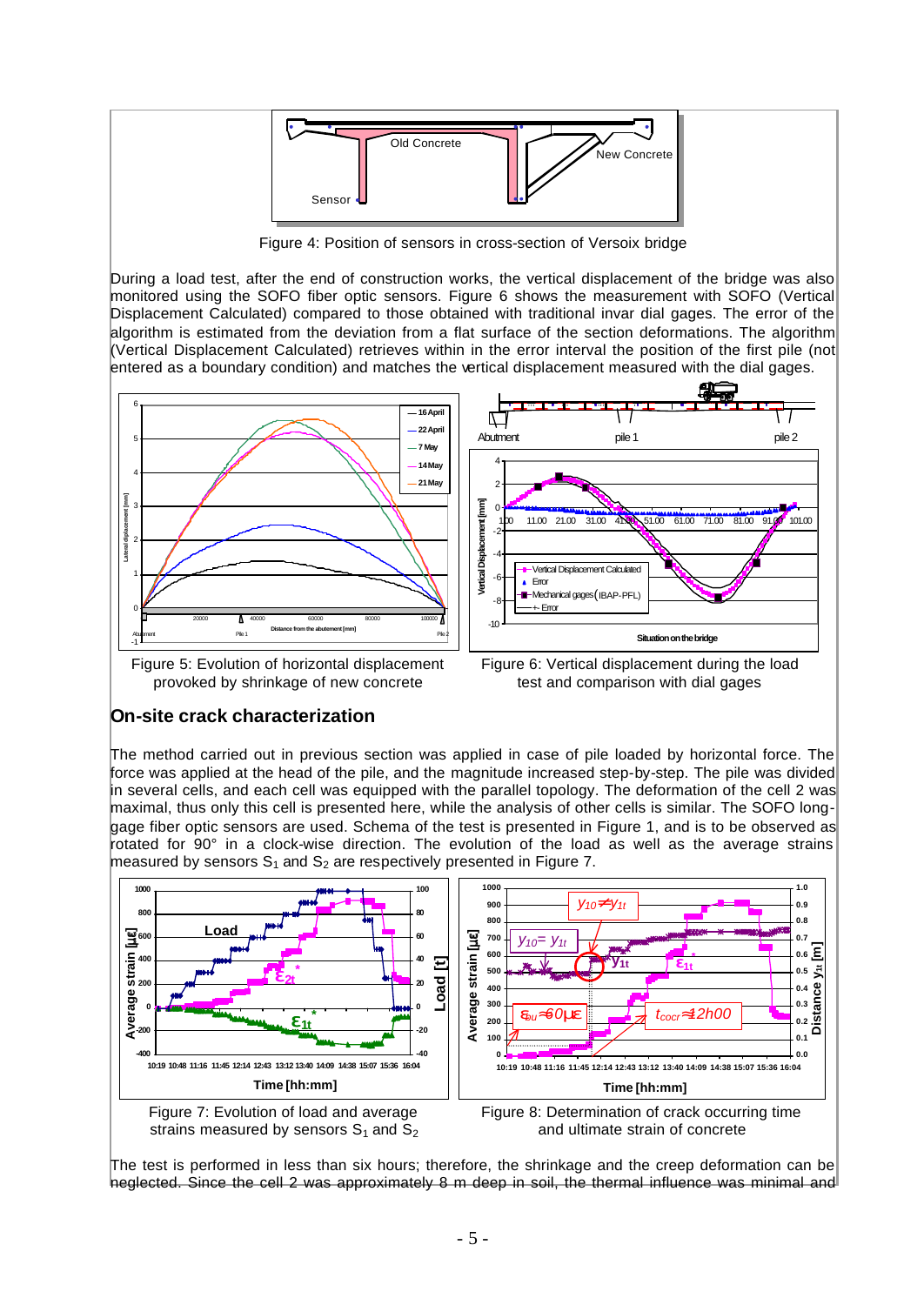Figure 4: Position of sensors in cross-section of Versoix bridge

During a load test, after the end of construction works, the vertical displacement of the bridge was also monitored using the SOFO fiber optic sensors. Figure 6 shows the measurement with SOFO (Vertical Displacement Calculated) compared to those obtained with traditional invar dial gages. The error of the algorithm is estimated from the deviation from a flat surface of the section deformations. The algorithm (Vertical Displacement Calculated) retrieves within in the error interval the position of the first pile (not entered as a boundary condition) and matches the vertical displacement measured with the dial gages.

Figure 5: Evolution of horizontal displacement provoked by shrinkage of new concrete

Figure 6: Vertical displacement during the load test and comparison with dial gages

## On-site crack characterization

The method carried out in previous section was applied in case of pile loaded by horizontal force. The force was applied at the head of the pile, and the magnitude increased step-by-step. The pile was divided in several cells, and each cell was equipped with the parallel topology. The deformation of the cell 2 was maximal, thus only this cell is presented here, while the analysis of other cells is similar. The SOFO long-gage fiber optic sensors are used. Schema of the test is presented in Figure 1, and is to be observed as rotated for 90° in a clock-wise direction. The evolution of the load as well as the average strains measured by sensors $S_1$ and $S_2$ are respectively presented in Figure 7.

Figure 7: Evolution of load and average strains measured by sensors $S_1$ and $S_2$

Figure 8: Determination of crack occurring time and ultimate strain of concrete

The test is performed in less than six hours; therefore, the shrinkage and the creep deformation can be neglected. Since the cell 2 was approximately 8 m deep in soil, the thermal influence was minimal and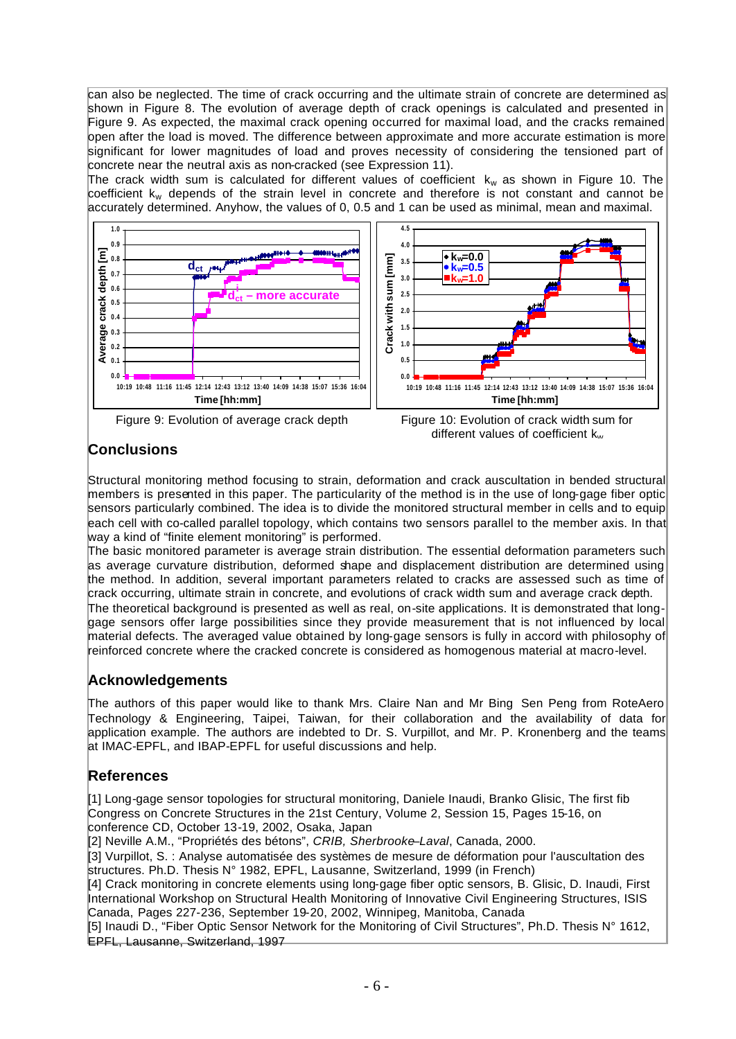can also be neglected. The time of crack occurring and the ultimate strain of concrete are determined as shown in Figure 8. The evolution of average depth of crack openings is calculated and presented in Figure 9. As expected, the maximal crack opening occurred for maximal load, and the cracks remained open after the load is moved. The difference between approximate and more accurate estimation is more significant for lower magnitudes of load and proves necessity of considering the tensioned part of concrete near the neutral axis as non-cracked (see Expression 11).

The crack width sum is calculated for different values of coefficient $k_w$ as shown in Figure 10. The coefficient $k_w$ depends of the strain level in concrete and therefore is not constant and cannot be accurately determined. Anyhow, the values of 0, 0.5 and 1 can be used as minimal, mean and maximal.

Average crack depth [m]
1.0
0.9
0.8
0.7
0.6
0.5
0.4
0.3
0.2
0.1
0.0
$d_{ct}$
$d^i_{ct}$ – more accurate
10:19 10:48 11:16 11:45 12:14 12:43 13:12 13:40 14:09 14:38 15:07 15:36 16:04
Time [hh:mm]

Figure 9: Evolution of average crack depth

Crack with sum [mm]
4.5
4.0
3.5
3.0
2.5
2.0
1.5
1.0
0.5
0.0
$k_w$=0.0
$k_w$=0.5
$k_w$=1.0
10:19 10:48 11:16 11:45 12:14 12:43 13:12 13:40 14:09 14:38 15:07 15:36 16:04
Time [hh:mm]

Figure 10: Evolution of crack width sum for different values of coefficient $k_w$

## Conclusions

Structural monitoring method focusing to strain, deformation and crack auscultation in bended structural members is presented in this paper. The particularity of the method is in the use of long-gage fiber optic sensors particularly combined. The idea is to divide the monitored structural member in cells and to equip each cell with co-called parallel topology, which contains two sensors parallel to the member axis. In that way a kind of "finite element monitoring" is performed.

The basic monitored parameter is average strain distribution. The essential deformation parameters such as average curvature distribution, deformed shape and displacement distribution are determined using the method. In addition, several important parameters related to cracks are assessed such as time of crack occurring, ultimate strain in concrete, and evolutions of crack width sum and average crack depth.

The theoretical background is presented as well as real, on-site applications. It is demonstrated that long-gage sensors offer large possibilities since they provide measurement that is not influenced by local material defects. The averaged value obtained by long-gage sensors is fully in accord with philosophy of reinforced concrete where the cracked concrete is considered as homogenous material at macro-level.

## Acknowledgements

The authors of this paper would like to thank Mrs. Claire Nan and Mr Bing Sen Peng from RoteAero Technology & Engineering, Taipei, Taiwan, for their collaboration and the availability of data for application example. The authors are indebted to Dr. S. Vurpillot, and Mr. P. Kronenberg and the teams at IMAC-EPFL, and IBAP-EPFL for useful discussions and help.

## References

[1] Long-gage sensor topologies for structural monitoring, Daniele Inaudi, Branko Glisic, The first fib Congress on Concrete Structures in the 21st Century, Volume 2, Session 15, Pages 15-16, on conference CD, October 13-19, 2002, Osaka, Japan

[2] Neville A.M., "Propriétés des bétons", *CRIB, Sherbrooke–Laval*, Canada, 2000.

[3] Vurpillot, S. : Analyse automatisée des systèmes de mesure de déformation pour l'auscultation des structures. Ph.D. Thesis N° 1982, EPFL, Lausanne, Switzerland, 1999 (in French)

[4] Crack monitoring in concrete elements using long-gage fiber optic sensors, B. Glisic, D. Inaudi, First International Workshop on Structural Health Monitoring of Innovative Civil Engineering Structures, ISIS Canada, Pages 227-236, September 19-20, 2002, Winnipeg, Manitoba, Canada

[5] Inaudi D., "Fiber Optic Sensor Network for the Monitoring of Civil Structures", Ph.D. Thesis N° 1612, EPFL, Lausanne, Switzerland, 1997